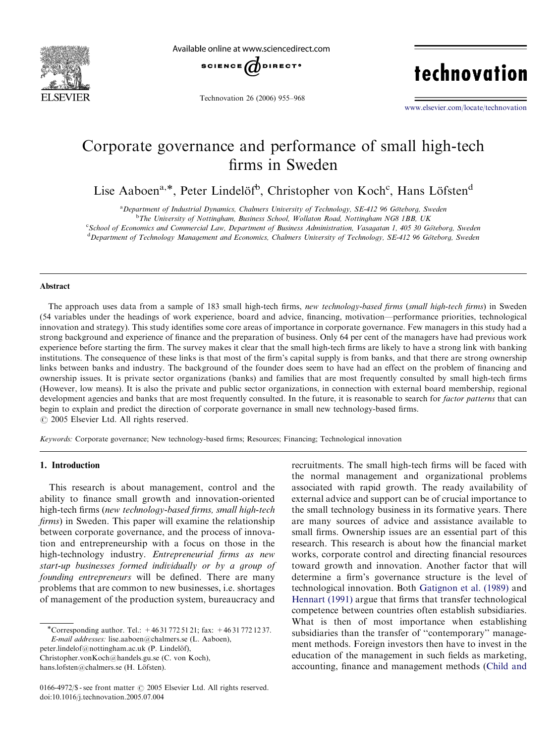# Corporate governance and performance of small high-tech firms in Sweden

Lise Aaboen[a,*], Peter Lindelöf[b], Christopher von Koch[c], Hans Löfsten[d]

[a]Department of Industrial Dynamics, Chalmers University of Technology, SE-412 96 Göteborg, Sweden
[b]The University of Nottingham, Business School, Wollaton Road, Nottingham NG8 1BB, UK
[c]School of Economics and Commercial Law, Department of Business Administration, Vasagatan 1, 405 30 Göteborg, Sweden
[d]Department of Technology Management and Economics, Chalmers University of Technology, SE-412 96 Göteborg, Sweden

## Abstract

The approach uses data from a sample of 183 small high-tech firms, *new technology-based firms* (*small high-tech firms*) in Sweden (54 variables under the headings of work experience, board and advice, financing, motivation—performance priorities, technological innovation and strategy). This study identifies some core areas of importance in corporate governance. Few managers in this study had a strong background and experience of finance and the preparation of business. Only 64 per cent of the managers have had previous work experience before starting the firm. The survey makes it clear that the small high-tech firms are likely to have a strong link with banking institutions. The consequence of these links is that most of the firm's capital supply is from banks, and that there are strong ownership links between banks and industry. The background of the founder does seem to have had an effect on the problem of financing and ownership issues. It is private sector organizations (banks) and families that are most frequently consulted by small high-tech firms (However, low means). It is also the private and public sector organizations, in connection with external board membership, regional development agencies and banks that are most frequently consulted. In the future, it is reasonable to search for *factor patterns* that can begin to explain and predict the direction of corporate governance in small new technology-based firms.
© 2005 Elsevier Ltd. All rights reserved.

*Keywords:* Corporate governance; New technology-based firms; Resources; Financing; Technological innovation

## 1. Introduction

This research is about management, control and the ability to finance small growth and innovation-oriented high-tech firms (*new technology-based firms, small high-tech firms*) in Sweden. This paper will examine the relationship between corporate governance, and the process of innovation and entrepreneurship with a focus on those in the high-technology industry. *Entrepreneurial firms as new start-up businesses formed individually or by a group of founding entrepreneurs* will be defined. There are many problems that are common to new businesses, i.e. shortages of management of the production system, bureaucracy and recruitments. The small high-tech firms will be faced with the normal management and organizational problems associated with rapid growth. The ready availability of external advice and support can be of crucial importance to the small technology business in its formative years. There are many sources of advice and assistance available to small firms. Ownership issues are an essential part of this research. This research is about how the financial market works, corporate control and directing financial resources toward growth and innovation. Another factor that will determine a firm's governance structure is the level of technological innovation. Both Gatignon et al. (1989) and Hennart (1991) argue that firms that transfer technological competence between countries often establish subsidiaries. What is then of most importance when establishing subsidiaries than the transfer of "contemporary" management methods. Foreign investors then have to invest in the education of the management in such fields as marketing, accounting, finance and management methods (Child and

*Corresponding author. Tel.: +46 31 772 51 21; fax: +46 31 772 12 37.
*E-mail addresses:* lise.aaboen@chalmers.se (L. Aaboen), peter.lindelof@nottingham.ac.uk (P. Lindelöf), Christopher.vonKoch@handels.gu.se (C. von Koch), hans.lofsten@chalmers.se (H. Löfsten).

0166-4972/$ - see front matter © 2005 Elsevier Ltd. All rights reserved.
doi:10.1016/j.technovation.2005.07.004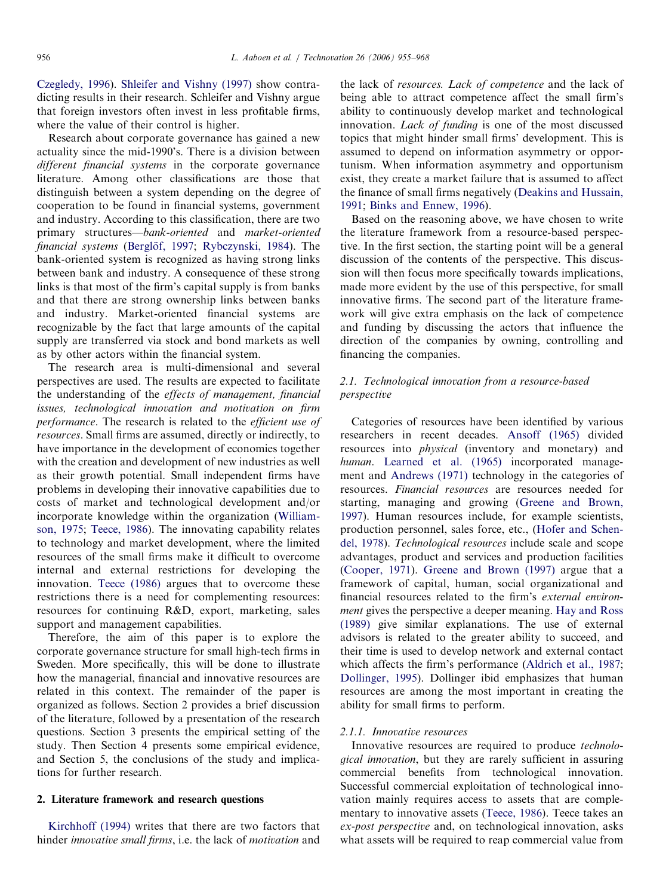Czegledy, 1996). Shleifer and Vishny (1997) show contradicting results in their research. Schleifer and Vishny argue that foreign investors often invest in less profitable firms, where the value of their control is higher.

Research about corporate governance has gained a new actuality since the mid-1990's. There is a division between *different financial systems* in the corporate governance literature. Among other classifications are those that distinguish between a system depending on the degree of cooperation to be found in financial systems, government and industry. According to this classification, there are two primary structures—*bank-oriented* and *market-oriented financial systems* (Berglöf, 1997; Rybczynski, 1984). The bank-oriented system is recognized as having strong links between bank and industry. A consequence of these strong links is that most of the firm's capital supply is from banks and that there are strong ownership links between banks and industry. Market-oriented financial systems are recognizable by the fact that large amounts of the capital supply are transferred via stock and bond markets as well as by other actors within the financial system.

The research area is multi-dimensional and several perspectives are used. The results are expected to facilitate the understanding of the *effects of management, financial issues, technological innovation and motivation on firm performance*. The research is related to the *efficient use of resources*. Small firms are assumed, directly or indirectly, to have importance in the development of economies together with the creation and development of new industries as well as their growth potential. Small independent firms have problems in developing their innovative capabilities due to costs of market and technological development and/or incorporate knowledge within the organization (Williamson, 1975; Teece, 1986). The innovating capability relates to technology and market development, where the limited resources of the small firms make it difficult to overcome internal and external restrictions for developing the innovation. Teece (1986) argues that to overcome these restrictions there is a need for complementing resources: resources for continuing R&D, export, marketing, sales support and management capabilities.

Therefore, the aim of this paper is to explore the corporate governance structure for small high-tech firms in Sweden. More specifically, this will be done to illustrate how the managerial, financial and innovative resources are related in this context. The remainder of the paper is organized as follows. Section 2 provides a brief discussion of the literature, followed by a presentation of the research questions. Section 3 presents the empirical setting of the study. Then Section 4 presents some empirical evidence, and Section 5, the conclusions of the study and implications for further research.

## 2. Literature framework and research questions

Kirchhoff (1994) writes that there are two factors that hinder *innovative small firms*, i.e. the lack of *motivation* and the lack of *resources*. *Lack of competence* and the lack of being able to attract competence affect the small firm's ability to continuously develop market and technological innovation. *Lack of funding* is one of the most discussed topics that might hinder small firms' development. This is assumed to depend on information asymmetry or opportunism. When information asymmetry and opportunism exist, they create a market failure that is assumed to affect the finance of small firms negatively (Deakins and Hussain, 1991; Binks and Ennew, 1996).

Based on the reasoning above, we have chosen to write the literature framework from a resource-based perspective. In the first section, the starting point will be a general discussion of the contents of the perspective. This discussion will then focus more specifically towards implications, made more evident by the use of this perspective, for small innovative firms. The second part of the literature framework will give extra emphasis on the lack of competence and funding by discussing the actors that influence the direction of the companies by owning, controlling and financing the companies.

### 2.1. Technological innovation from a resource-based perspective

Categories of resources have been identified by various researchers in recent decades. Ansoff (1965) divided resources into *physical* (inventory and monetary) and *human*. Learned et al. (1965) incorporated management and Andrews (1971) technology in the categories of resources. *Financial resources* are resources needed for starting, managing and growing (Greene and Brown, 1997). Human resources include, for example scientists, production personnel, sales force, etc., (Hofer and Schendel, 1978). *Technological resources* include scale and scope advantages, product and services and production facilities (Cooper, 1971). Greene and Brown (1997) argue that a framework of capital, human, social organizational and financial resources related to the firm's *external environment* gives the perspective a deeper meaning. Hay and Ross (1989) give similar explanations. The use of external advisors is related to the greater ability to succeed, and their time is used to develop network and external contact which affects the firm's performance (Aldrich et al., 1987; Dollinger, 1995). Dollinger ibid emphasizes that human resources are among the most important in creating the ability for small firms to perform.

#### 2.1.1. Innovative resources

Innovative resources are required to produce *technological innovation*, but they are rarely sufficient in assuring commercial benefits from technological innovation. Successful commercial exploitation of technological innovation mainly requires access to assets that are complementary to innovative assets (Teece, 1986). Teece takes an *ex-post perspective* and, on technological innovation, asks what assets will be required to reap commercial value from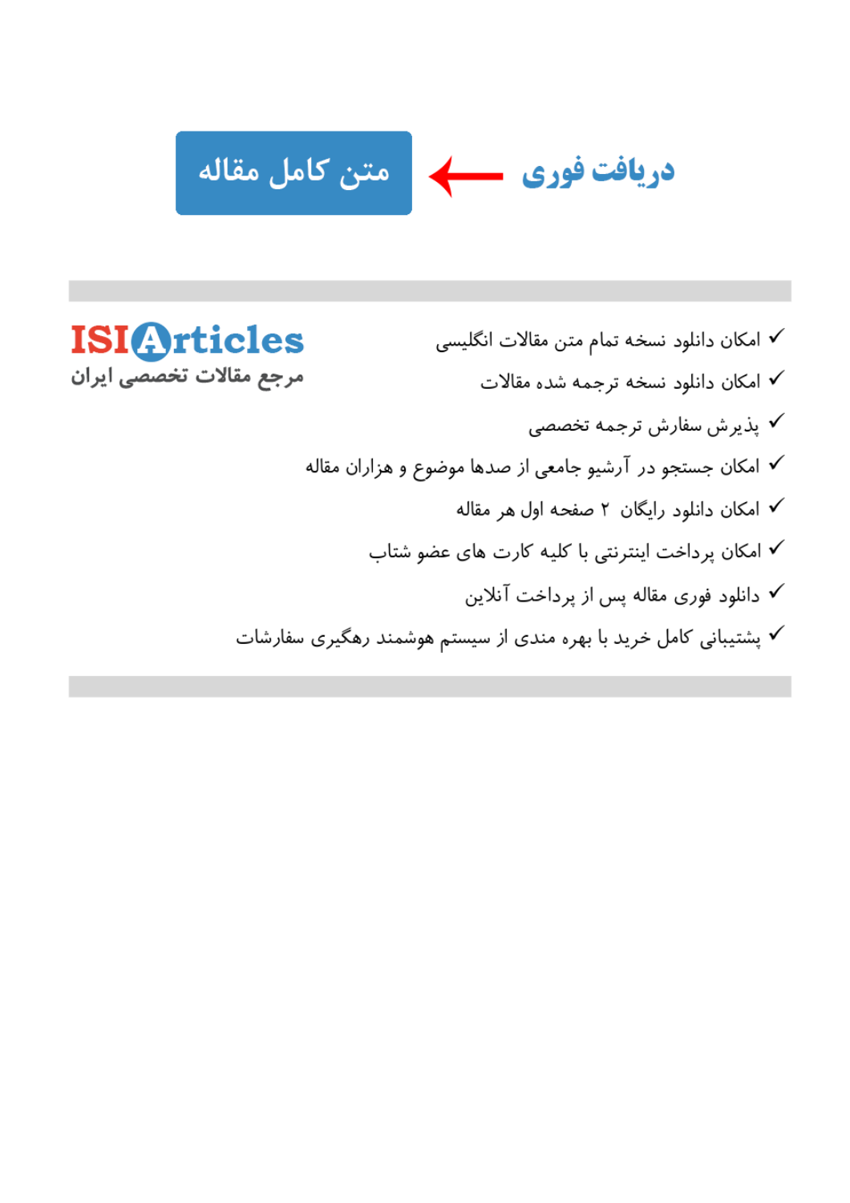دریافت فوری ← **متن کامل مقاله**

**ISIArticles**
مرجع مقالات تخصصی ایران

- ✓ امکان دانلود نسخه تمام متن مقالات انگلیسی
- ✓ امکان دانلود نسخه ترجمه شده مقالات
- ✓ پذیرش سفارش ترجمه تخصصی
- ✓ امکان جستجو در آرشیو جامعی از صدها موضوع و هزاران مقاله
- ✓ امکان دانلود رایگان ۲ صفحه اول هر مقاله
- ✓ امکان پرداخت اینترنتی با کلیه کارت های عضو شتاب
- ✓ دانلود فوری مقاله پس از پرداخت آنلاین
- ✓ پشتیبانی کامل خرید با بهره مندی از سیستم هوشمند رهگیری سفارشات